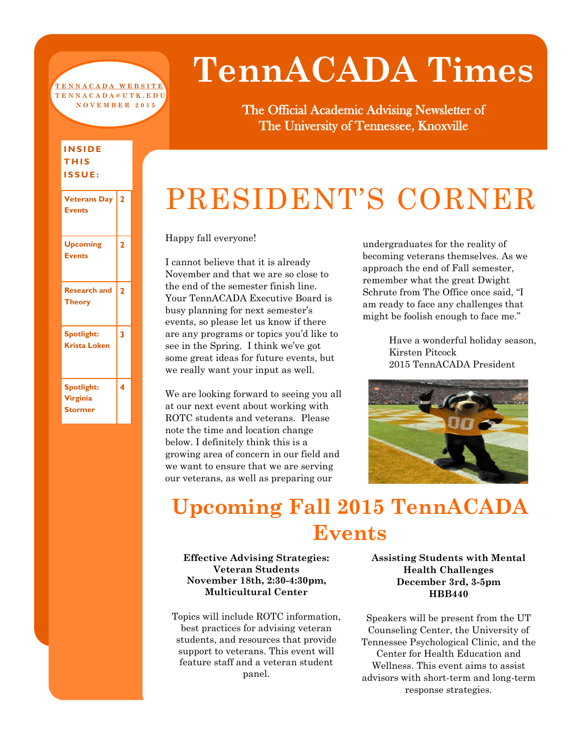# TennACADA Times

The Official Academic Advising Newsletter of
The University of Tennessee, Knoxville

TENNACADA WEBSITE
TENNACADA@UTK.EDU
NOVEMBER 2015

**INSIDE THIS ISSUE:**

| | |
|---|---|
| Veterans Day Events | 2 |
| Upcoming Events | 2 |
| Research and Theory | 2 |
| Spotlight: Krista Loken | 3 |
| Spotlight: Virginia Stormer | 4 |

# PRESIDENT'S CORNER

Happy fall everyone!

I cannot believe that it is already November and that we are so close to the end of the semester finish line. Your TennACADA Executive Board is busy planning for next semester's events, so please let us know if there are any programs or topics you'd like to see in the Spring. I think we've got some great ideas for future events, but we really want your input as well.

We are looking forward to seeing you all at our next event about working with ROTC students and veterans. Please note the time and location change below. I definitely think this is a growing area of concern in our field and we want to ensure that we are serving our veterans, as well as preparing our undergraduates for the reality of becoming veterans themselves. As we approach the end of Fall semester, remember what the great Dwight Schrute from The Office once said, "I am ready to face any challenges that might be foolish enough to face me."

Have a wonderful holiday season,
Kirsten Pitcock
2015 TennACADA President

## Upcoming Fall 2015 TennACADA Events

**Effective Advising Strategies: Veteran Students**
**November 18th, 2:30-4:30pm, Multicultural Center**

Topics will include ROTC information, best practices for advising veteran students, and resources that provide support to veterans. This event will feature staff and a veteran student panel.

**Assisting Students with Mental Health Challenges**
**December 3rd, 3-5pm**
**HBB440**

Speakers will be present from the UT Counseling Center, the University of Tennessee Psychological Clinic, and the Center for Health Education and Wellness. This event aims to assist advisors with short-term and long-term response strategies.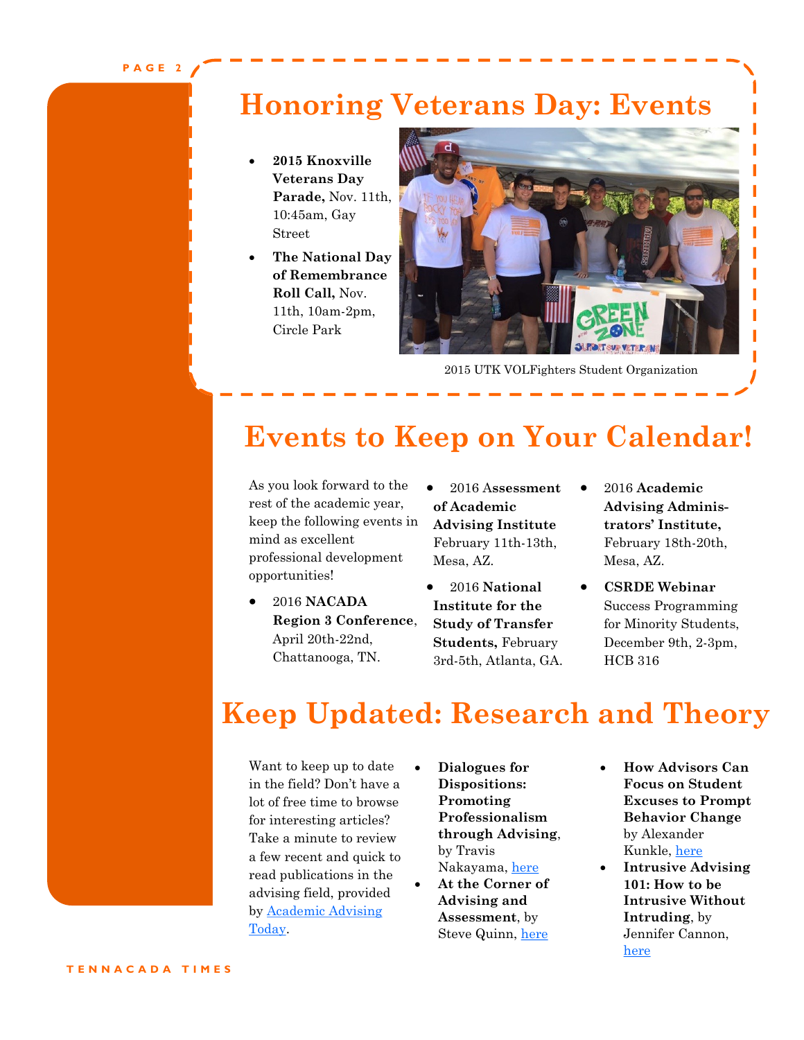# Honoring Veterans Day: Events

- **2015 Knoxville Veterans Day Parade,** Nov. 11th, 10:45am, Gay Street
- **The National Day of Remembrance Roll Call,** Nov. 11th, 10am-2pm, Circle Park

2015 UTK VOLFighters Student Organization

# Events to Keep on Your Calendar!

As you look forward to the rest of the academic year, keep the following events in mind as excellent professional development opportunities!

- 2016 **NACADA Region 3 Conference**, April 20th-22nd, Chattanooga, TN.
- 2016 **Assessment of Academic Advising Institute** February 11th-13th, Mesa, AZ.
- 2016 **National Institute for the Study of Transfer Students,** February 3rd-5th, Atlanta, GA.
- 2016 **Academic Advising Administrators' Institute,** February 18th-20th, Mesa, AZ.
- **CSRDE Webinar** Success Programming for Minority Students, December 9th, 2-3pm, HCB 316

# Keep Updated: Research and Theory

Want to keep up to date in the field? Don't have a lot of free time to browse for interesting articles? Take a minute to review a few recent and quick to read publications in the advising field, provided by Academic Advising Today.

- **Dialogues for Dispositions: Promoting Professionalism through Advising**, by Travis Nakayama, here
- **At the Corner of Advising and Assessment**, by Steve Quinn, here
- **How Advisors Can Focus on Student Excuses to Prompt Behavior Change** by Alexander Kunkle, here
- **Intrusive Advising 101: How to be Intrusive Without Intruding**, by Jennifer Cannon, here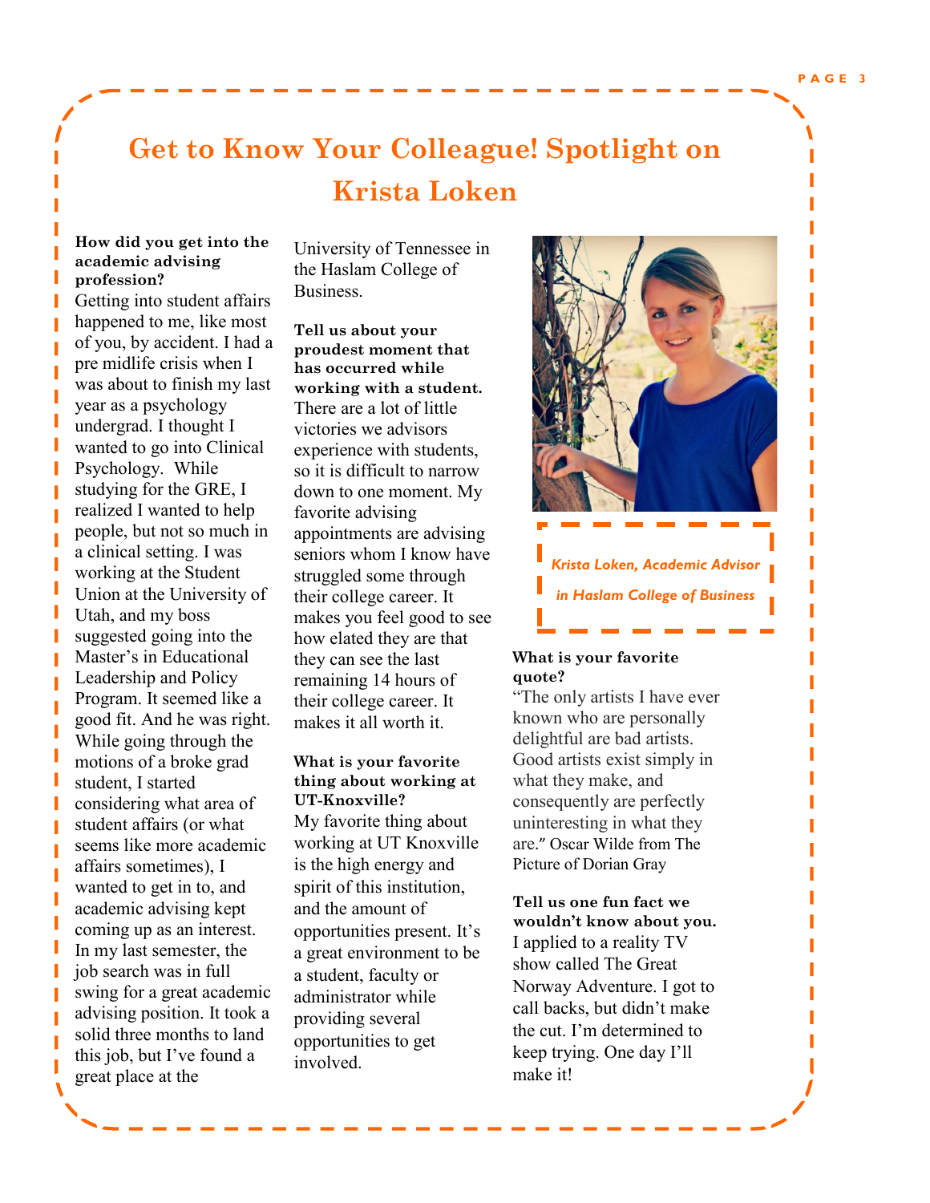# Get to Know Your Colleague! Spotlight on Krista Loken

**How did you get into the academic advising profession?**

Getting into student affairs happened to me, like most of you, by accident. I had a pre midlife crisis when I was about to finish my last year as a psychology undergrad. I thought I wanted to go into Clinical Psychology. While studying for the GRE, I realized I wanted to help people, but not so much in a clinical setting. I was working at the Student Union at the University of Utah, and my boss suggested going into the Master's in Educational Leadership and Policy Program. It seemed like a good fit. And he was right. While going through the motions of a broke grad student, I started considering what area of student affairs (or what seems like more academic affairs sometimes), I wanted to get in to, and academic advising kept coming up as an interest. In my last semester, the job search was in full swing for a great academic advising position. It took a solid three months to land this job, but I've found a great place at the University of Tennessee in the Haslam College of Business.

**Tell us about your proudest moment that has occurred while working with a student.**

There are a lot of little victories we advisors experience with students, so it is difficult to narrow down to one moment. My favorite advising appointments are advising seniors whom I know have struggled some through their college career. It makes you feel good to see how elated they are that they can see the last remaining 14 hours of their college career. It makes it all worth it.

**What is your favorite thing about working at UT-Knoxville?**

My favorite thing about working at UT Knoxville is the high energy and spirit of this institution, and the amount of opportunities present. It's a great environment to be a student, faculty or administrator while providing several opportunities to get involved.

*Krista Loken, Academic Advisor in Haslam College of Business*

**What is your favorite quote?**

"The only artists I have ever known who are personally delightful are bad artists. Good artists exist simply in what they make, and consequently are perfectly uninteresting in what they are." Oscar Wilde from The Picture of Dorian Gray

**Tell us one fun fact we wouldn't know about you.**

I applied to a reality TV show called The Great Norway Adventure. I got to call backs, but didn't make the cut. I'm determined to keep trying. One day I'll make it!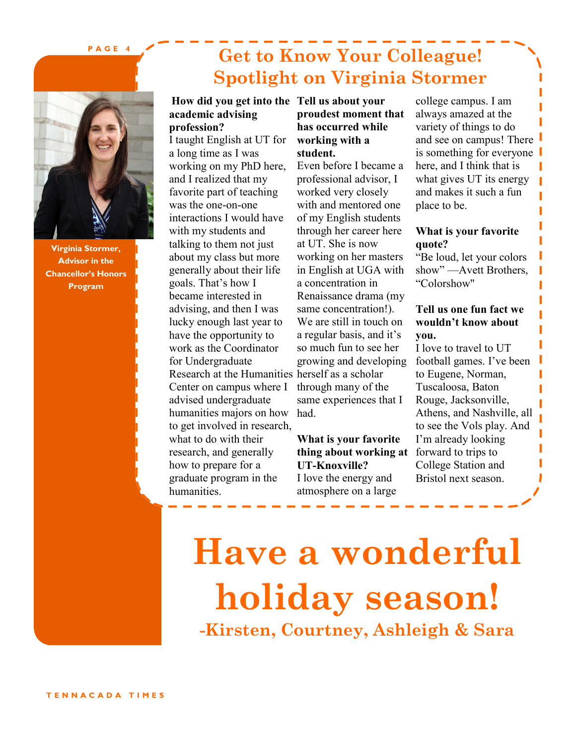# Get to Know Your Colleague! Spotlight on Virginia Stormer

**Virginia Stormer, Advisor in the Chancellor's Honors Program**

**How did you get into the academic advising profession?**
I taught English at UT for a long time as I was working on my PhD here, and I realized that my favorite part of teaching was the one-on-one interactions I would have with my students and talking to them not just about my class but more generally about their life goals. That's how I became interested in advising, and then I was lucky enough last year to have the opportunity to work as the Coordinator for Undergraduate Research at the Humanities Center on campus where I advised undergraduate humanities majors on how to get involved in research, what to do with their research, and generally how to prepare for a graduate program in the humanities.

**Tell us about your proudest moment that has occurred while working with a student.**
Even before I became a professional advisor, I worked very closely with and mentored one of my English students through her career here at UT. She is now working on her masters in English at UGA with a concentration in Renaissance drama (my same concentration!). We are still in touch on a regular basis, and it's so much fun to see her growing and developing herself as a scholar through many of the same experiences that I had.

**What is your favorite thing about working at UT-Knoxville?**
I love the energy and atmosphere on a large college campus. I am always amazed at the variety of things to do and see on campus! There is something for everyone here, and I think that is what gives UT its energy and makes it such a fun place to be.

**What is your favorite quote?**
"Be loud, let your colors show" —Avett Brothers, "Colorshow"

**Tell us one fun fact we wouldn't know about you.**
I love to travel to UT football games. I've been to Eugene, Norman, Tuscaloosa, Baton Rouge, Jacksonville, Athens, and Nashville, all to see the Vols play. And I'm already looking forward to trips to College Station and Bristol next season.

# Have a wonderful holiday season!

**-Kirsten, Courtney, Ashleigh & Sara**